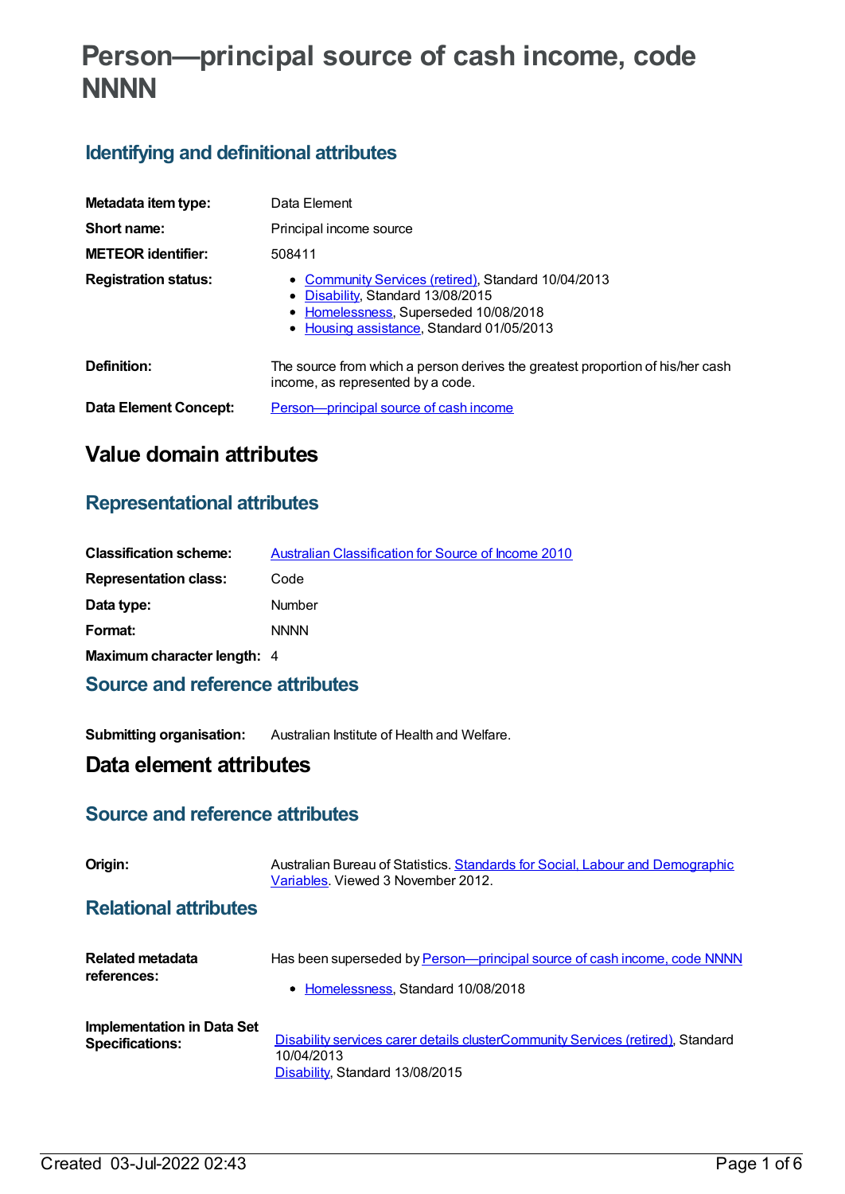# Person—principal source of cash income, code NNNN

## Identifying and definitional attributes

| | |
|---|---|
| **Metadata item type:** | Data Element |
| **Short name:** | Principal income source |
| **METEOR identifier:** | 508411 |
| **Registration status:** | • Community Services (retired), Standard 10/04/2013<br>• Disability, Standard 13/08/2015<br>• Homelessness, Superseded 10/08/2018<br>• Housing assistance, Standard 01/05/2013 |
| **Definition:** | The source from which a person derives the greatest proportion of his/her cash income, as represented by a code. |
| **Data Element Concept:** | Person—principal source of cash income |

# Value domain attributes

## Representational attributes

| | |
|---|---|
| **Classification scheme:** | Australian Classification for Source of Income 2010 |
| **Representation class:** | Code |
| **Data type:** | Number |
| **Format:** | NNNN |
| **Maximum character length:** | 4 |

## Source and reference attributes

| | |
|---|---|
| **Submitting organisation:** | Australian Institute of Health and Welfare. |

# Data element attributes

## Source and reference attributes

| | |
|---|---|
| **Origin:** | Australian Bureau of Statistics. Standards for Social, Labour and Demographic Variables. Viewed 3 November 2012. |

## Relational attributes

| | |
|---|---|
| **Related metadata references:** | Has been superseded by Person—principal source of cash income, code NNNN<br>• Homelessness, Standard 10/08/2018 |
| **Implementation in Data Set Specifications:** | Disability services carer details clusterCommunity Services (retired), Standard 10/04/2013<br>Disability, Standard 13/08/2015 |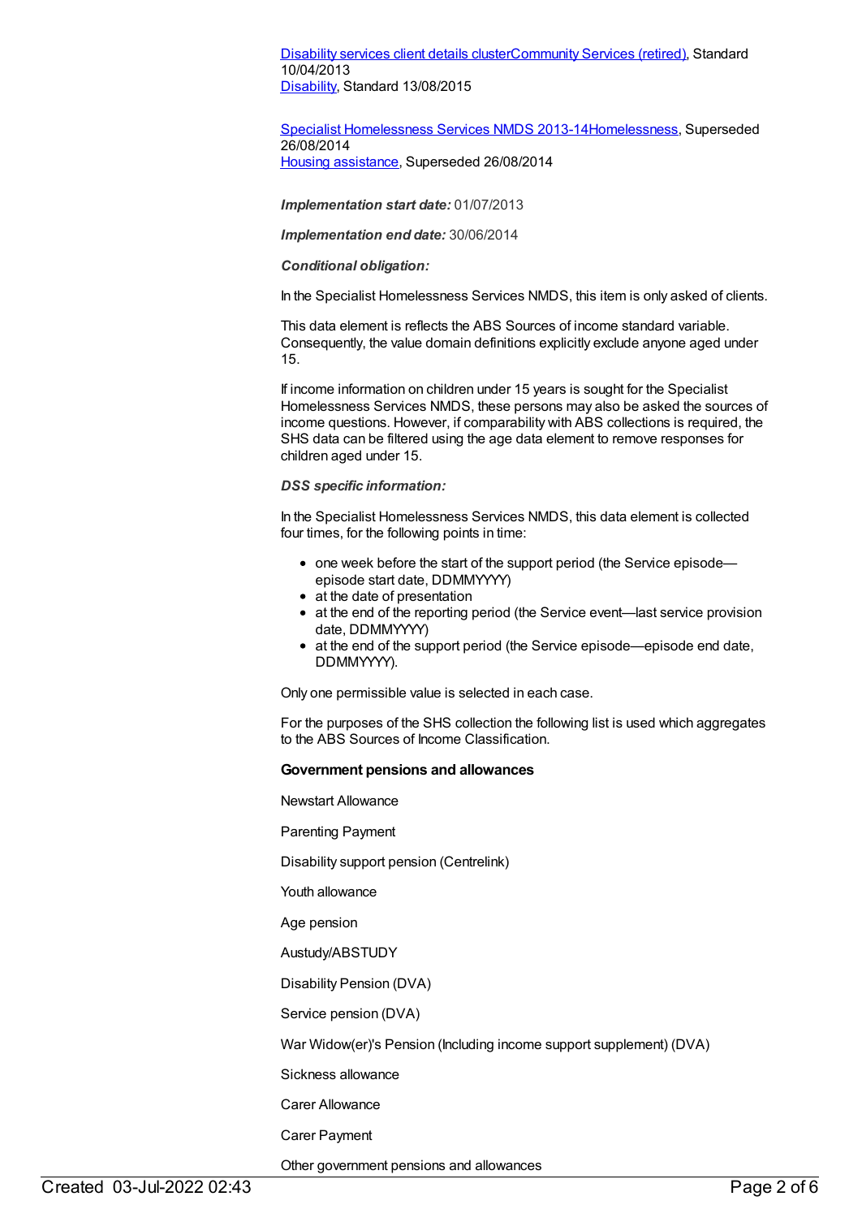Disability services client details clusterCommunity Services (retired), Standard 10/04/2013
Disability, Standard 13/08/2015

Specialist Homelessness Services NMDS 2013-14Homelessness, Superseded 26/08/2014
Housing assistance, Superseded 26/08/2014

***Implementation start date:*** 01/07/2013

***Implementation end date:*** 30/06/2014

***Conditional obligation:***

In the Specialist Homelessness Services NMDS, this item is only asked of clients.

This data element is reflects the ABS Sources of income standard variable. Consequently, the value domain definitions explicitly exclude anyone aged under 15.

If income information on children under 15 years is sought for the Specialist Homelessness Services NMDS, these persons may also be asked the sources of income questions. However, if comparability with ABS collections is required, the SHS data can be filtered using the age data element to remove responses for children aged under 15.

***DSS specific information:***

In the Specialist Homelessness Services NMDS, this data element is collected four times, for the following points in time:

- one week before the start of the support period (the Service episode—episode start date, DDMMYYYY)
- at the date of presentation
- at the end of the reporting period (the Service event—last service provision date, DDMMYYYY)
- at the end of the support period (the Service episode—episode end date, DDMMYYYY).

Only one permissible value is selected in each case.

For the purposes of the SHS collection the following list is used which aggregates to the ABS Sources of Income Classification.

**Government pensions and allowances**

Newstart Allowance

Parenting Payment

Disability support pension (Centrelink)

Youth allowance

Age pension

Austudy/ABSTUDY

Disability Pension (DVA)

Service pension (DVA)

War Widow(er)'s Pension (Including income support supplement) (DVA)

Sickness allowance

Carer Allowance

Carer Payment

Other government pensions and allowances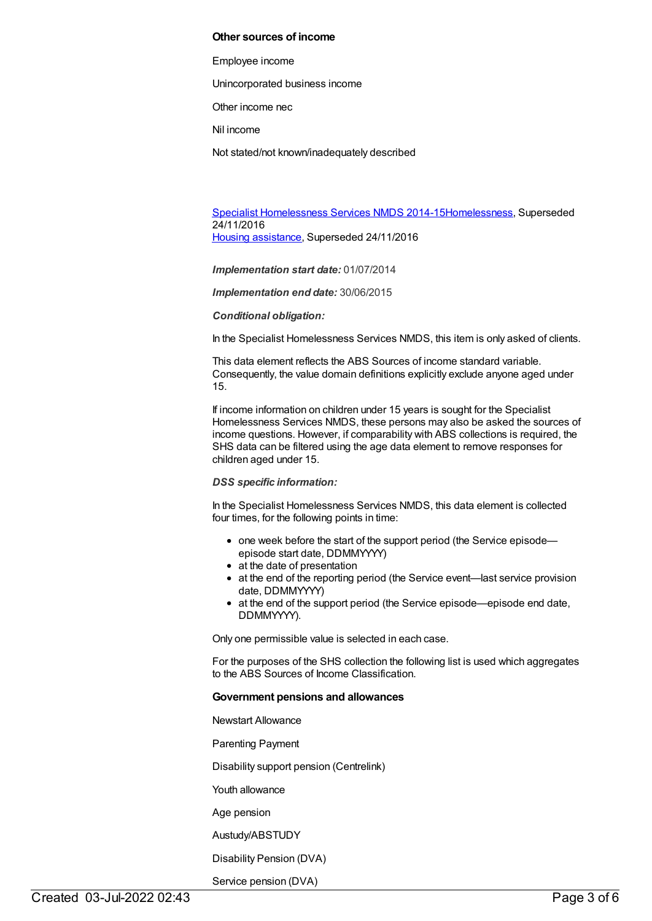**Other sources of income**

Employee income

Unincorporated business income

Other income nec

Nil income

Not stated/not known/inadequately described

[Specialist Homelessness Services NMDS 2014-15Homelessness](), Superseded 24/11/2016
[Housing assistance](), Superseded 24/11/2016

***Implementation start date:*** 01/07/2014

***Implementation end date:*** 30/06/2015

***Conditional obligation:***

In the Specialist Homelessness Services NMDS, this item is only asked of clients.

This data element reflects the ABS Sources of income standard variable. Consequently, the value domain definitions explicitly exclude anyone aged under 15.

If income information on children under 15 years is sought for the Specialist Homelessness Services NMDS, these persons may also be asked the sources of income questions. However, if comparability with ABS collections is required, the SHS data can be filtered using the age data element to remove responses for children aged under 15.

***DSS specific information:***

In the Specialist Homelessness Services NMDS, this data element is collected four times, for the following points in time:

- one week before the start of the support period (the Service episode—episode start date, DDMMYYYY)
- at the date of presentation
- at the end of the reporting period (the Service event—last service provision date, DDMMYYYY)
- at the end of the support period (the Service episode—episode end date, DDMMYYYY).

Only one permissible value is selected in each case.

For the purposes of the SHS collection the following list is used which aggregates to the ABS Sources of Income Classification.

**Government pensions and allowances**

Newstart Allowance

Parenting Payment

Disability support pension (Centrelink)

Youth allowance

Age pension

Austudy/ABSTUDY

Disability Pension (DVA)

Service pension (DVA)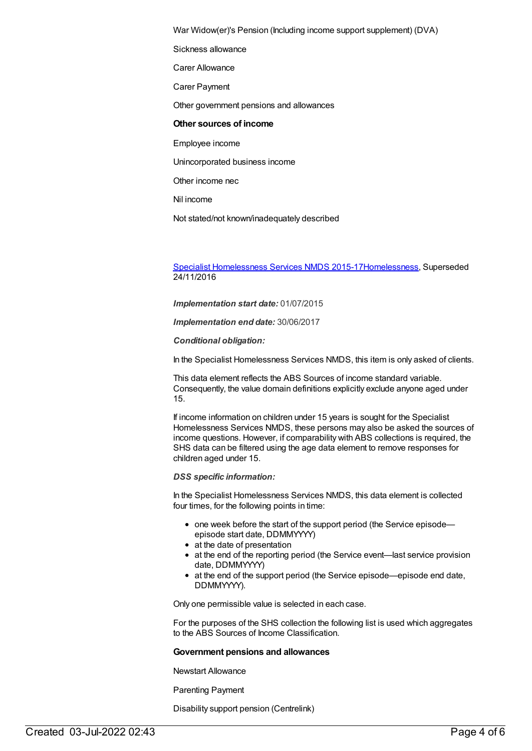War Widow(er)'s Pension (Including income support supplement) (DVA)

Sickness allowance

Carer Allowance

Carer Payment

Other government pensions and allowances

**Other sources of income**

Employee income

Unincorporated business income

Other income nec

Nil income

Not stated/not known/inadequately described

[Specialist Homelessness Services NMDS 2015-17Homelessness](), Superseded 24/11/2016

***Implementation start date:*** 01/07/2015

***Implementation end date:*** 30/06/2017

***Conditional obligation:***

In the Specialist Homelessness Services NMDS, this item is only asked of clients.

This data element reflects the ABS Sources of income standard variable. Consequently, the value domain definitions explicitly exclude anyone aged under 15.

If income information on children under 15 years is sought for the Specialist Homelessness Services NMDS, these persons may also be asked the sources of income questions. However, if comparability with ABS collections is required, the SHS data can be filtered using the age data element to remove responses for children aged under 15.

***DSS specific information:***

In the Specialist Homelessness Services NMDS, this data element is collected four times, for the following points in time:

- one week before the start of the support period (the Service episode—episode start date, DDMMYYYY)
- at the date of presentation
- at the end of the reporting period (the Service event—last service provision date, DDMMYYYY)
- at the end of the support period (the Service episode—episode end date, DDMMYYYY).

Only one permissible value is selected in each case.

For the purposes of the SHS collection the following list is used which aggregates to the ABS Sources of Income Classification.

**Government pensions and allowances**

Newstart Allowance

Parenting Payment

Disability support pension (Centrelink)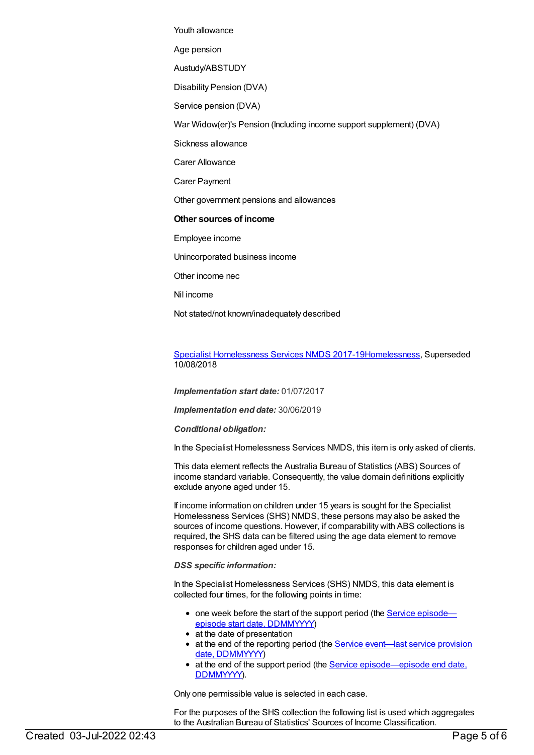Youth allowance

Age pension

Austudy/ABSTUDY

Disability Pension (DVA)

Service pension (DVA)

War Widow(er)'s Pension (Including income support supplement) (DVA)

Sickness allowance

Carer Allowance

Carer Payment

Other government pensions and allowances

**Other sources of income**

Employee income

Unincorporated business income

Other income nec

Nil income

Not stated/not known/inadequately described

[Specialist Homelessness Services NMDS 2017-19Homelessness](), Superseded 10/08/2018

***Implementation start date:*** 01/07/2017

***Implementation end date:*** 30/06/2019

***Conditional obligation:***

In the Specialist Homelessness Services NMDS, this item is only asked of clients.

This data element reflects the Australia Bureau of Statistics (ABS) Sources of income standard variable. Consequently, the value domain definitions explicitly exclude anyone aged under 15.

If income information on children under 15 years is sought for the Specialist Homelessness Services (SHS) NMDS, these persons may also be asked the sources of income questions. However, if comparability with ABS collections is required, the SHS data can be filtered using the age data element to remove responses for children aged under 15.

***DSS specific information:***

In the Specialist Homelessness Services (SHS) NMDS, this data element is collected four times, for the following points in time:

- one week before the start of the support period (the [Service episode—episode start date, DDMMYYYY]())
- at the date of presentation
- at the end of the reporting period (the [Service event—last service provision date, DDMMYYYY]())
- at the end of the support period (the [Service episode—episode end date, DDMMYYYY]()).

Only one permissible value is selected in each case.

For the purposes of the SHS collection the following list is used which aggregates to the Australian Bureau of Statistics' Sources of Income Classification.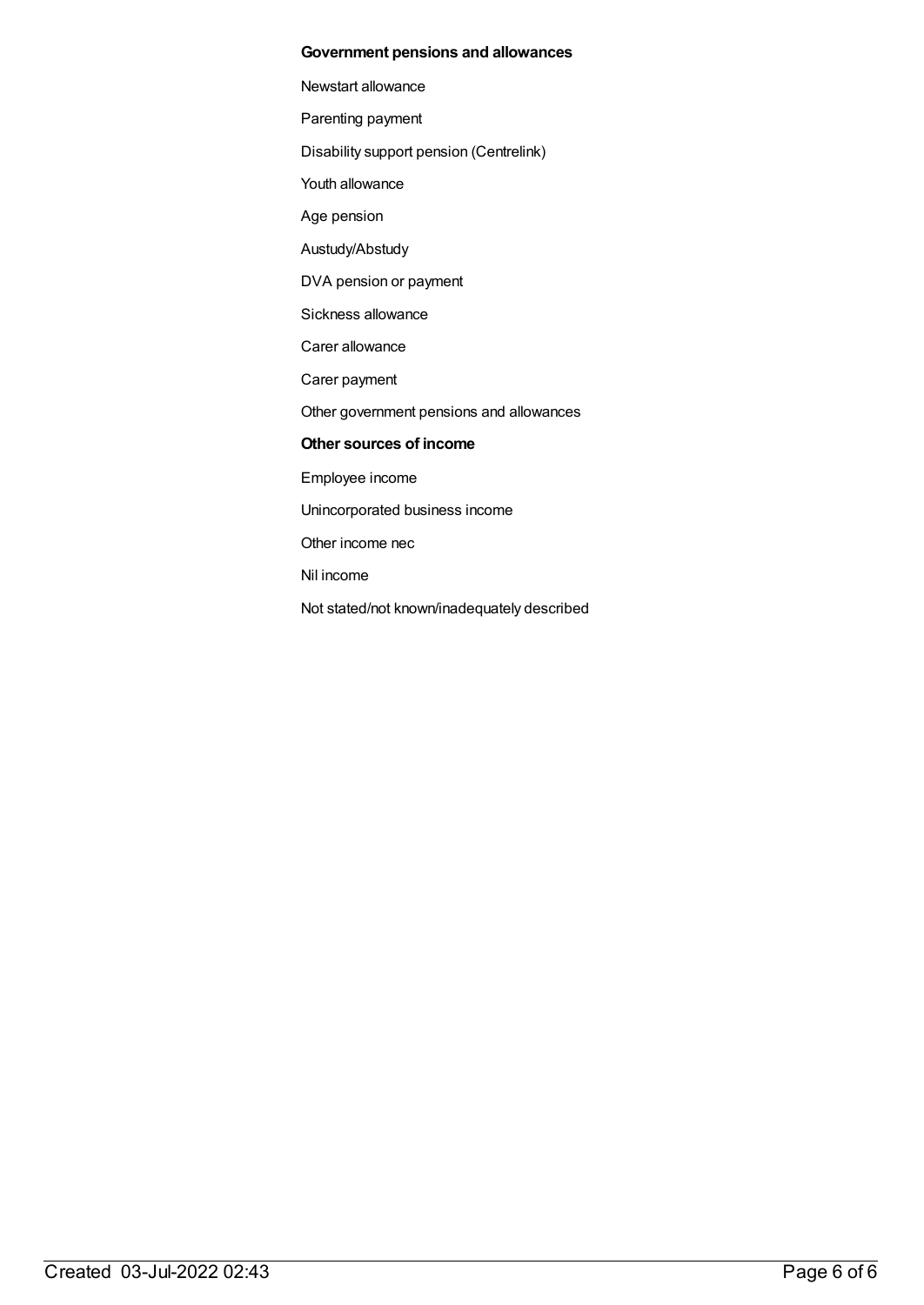**Government pensions and allowances**

Newstart allowance

Parenting payment

Disability support pension (Centrelink)

Youth allowance

Age pension

Austudy/Abstudy

DVA pension or payment

Sickness allowance

Carer allowance

Carer payment

Other government pensions and allowances

**Other sources of income**

Employee income

Unincorporated business income

Other income nec

Nil income

Not stated/not known/inadequately described